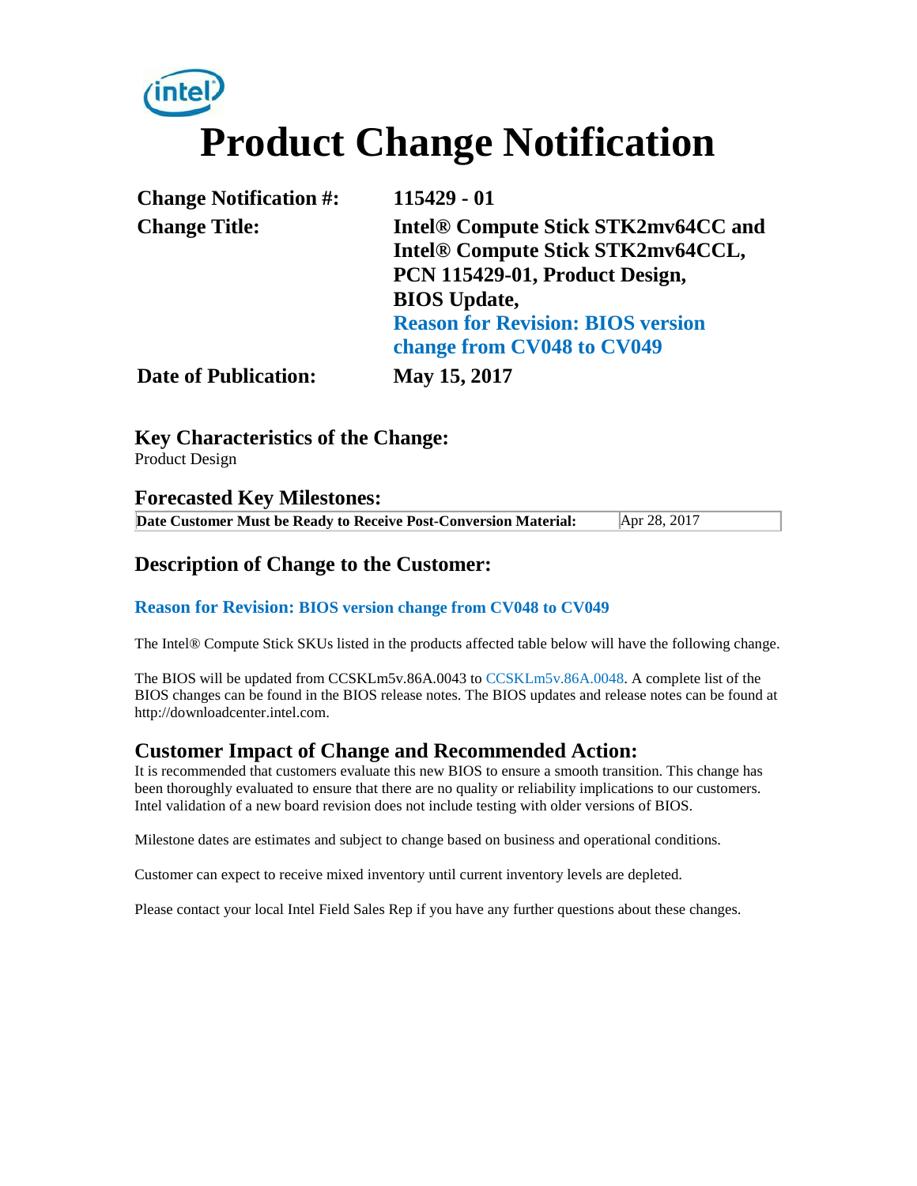intel

# Product Change Notification

| | |
|---|---|
| **Change Notification #:** | **115429 - 01** |
| **Change Title:** | **Intel® Compute Stick STK2mv64CC and Intel® Compute Stick STK2mv64CCL, PCN 115429-01, Product Design, BIOS Update, Reason for Revision: BIOS version change from CV048 to CV049** |
| **Date of Publication:** | **May 15, 2017** |

## Key Characteristics of the Change:

Product Design

## Forecasted Key Milestones:

| | |
|---|---|
| **Date Customer Must be Ready to Receive Post-Conversion Material:** | Apr 28, 2017 |

## Description of Change to the Customer:

**Reason for Revision: BIOS version change from CV048 to CV049**

The Intel® Compute Stick SKUs listed in the products affected table below will have the following change.

The BIOS will be updated from CCSKLm5v.86A.0043 to CCSKLm5v.86A.0048. A complete list of the BIOS changes can be found in the BIOS release notes. The BIOS updates and release notes can be found at http://downloadcenter.intel.com.

## Customer Impact of Change and Recommended Action:

It is recommended that customers evaluate this new BIOS to ensure a smooth transition. This change has been thoroughly evaluated to ensure that there are no quality or reliability implications to our customers. Intel validation of a new board revision does not include testing with older versions of BIOS.

Milestone dates are estimates and subject to change based on business and operational conditions.

Customer can expect to receive mixed inventory until current inventory levels are depleted.

Please contact your local Intel Field Sales Rep if you have any further questions about these changes.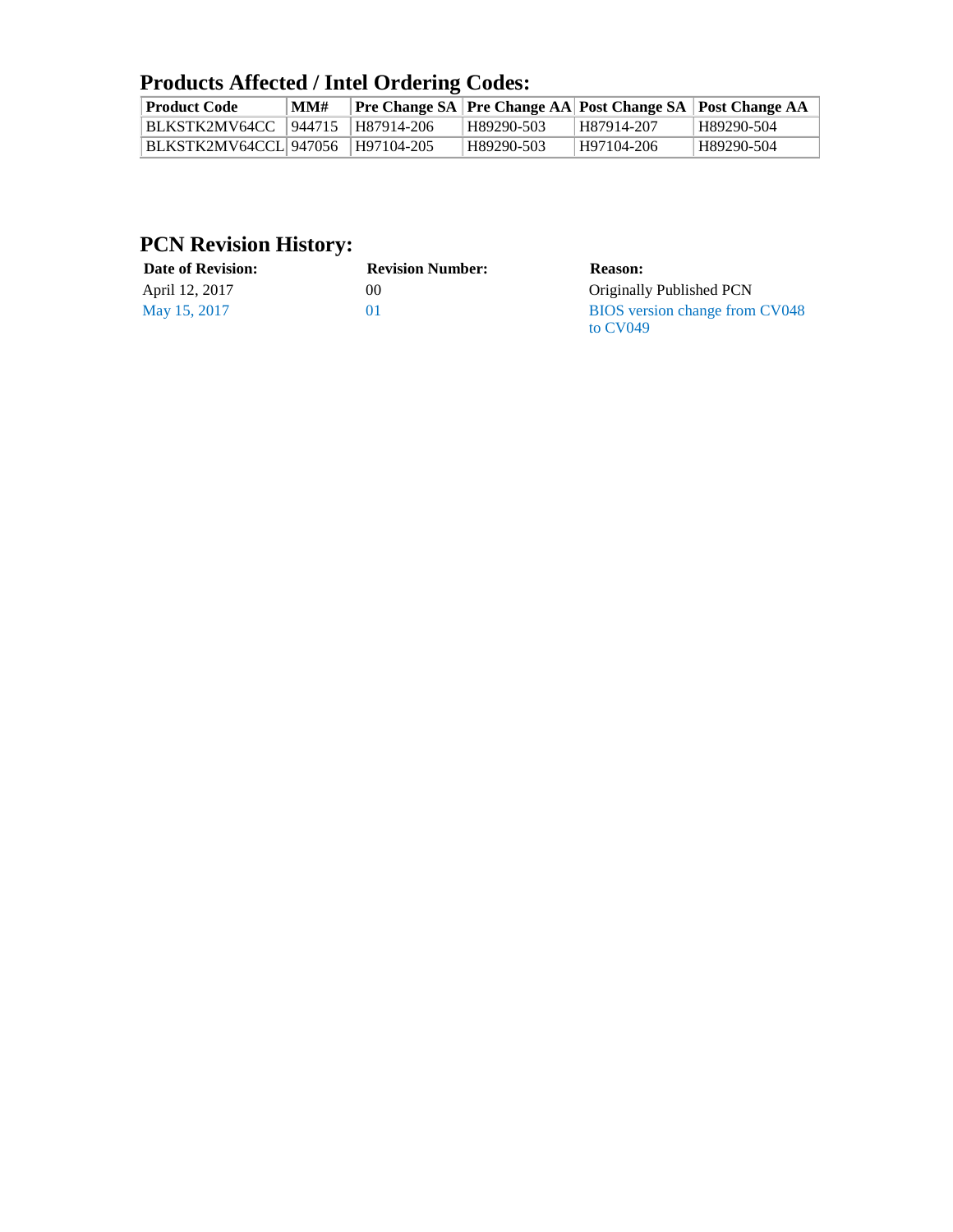## Products Affected / Intel Ordering Codes:

| Product Code | MM# | Pre Change SA | Pre Change AA | Post Change SA | Post Change AA |
|---|---|---|---|---|---|
| BLKSTK2MV64CC | 944715 | H87914-206 | H89290-503 | H87914-207 | H89290-504 |
| BLKSTK2MV64CCL | 947056 | H97104-205 | H89290-503 | H97104-206 | H89290-504 |

## PCN Revision History:

| Date of Revision: | Revision Number: | Reason: |
|---|---|---|
| April 12, 2017 | 00 | Originally Published PCN |
| May 15, 2017 | 01 | BIOS version change from CV048 to CV049 |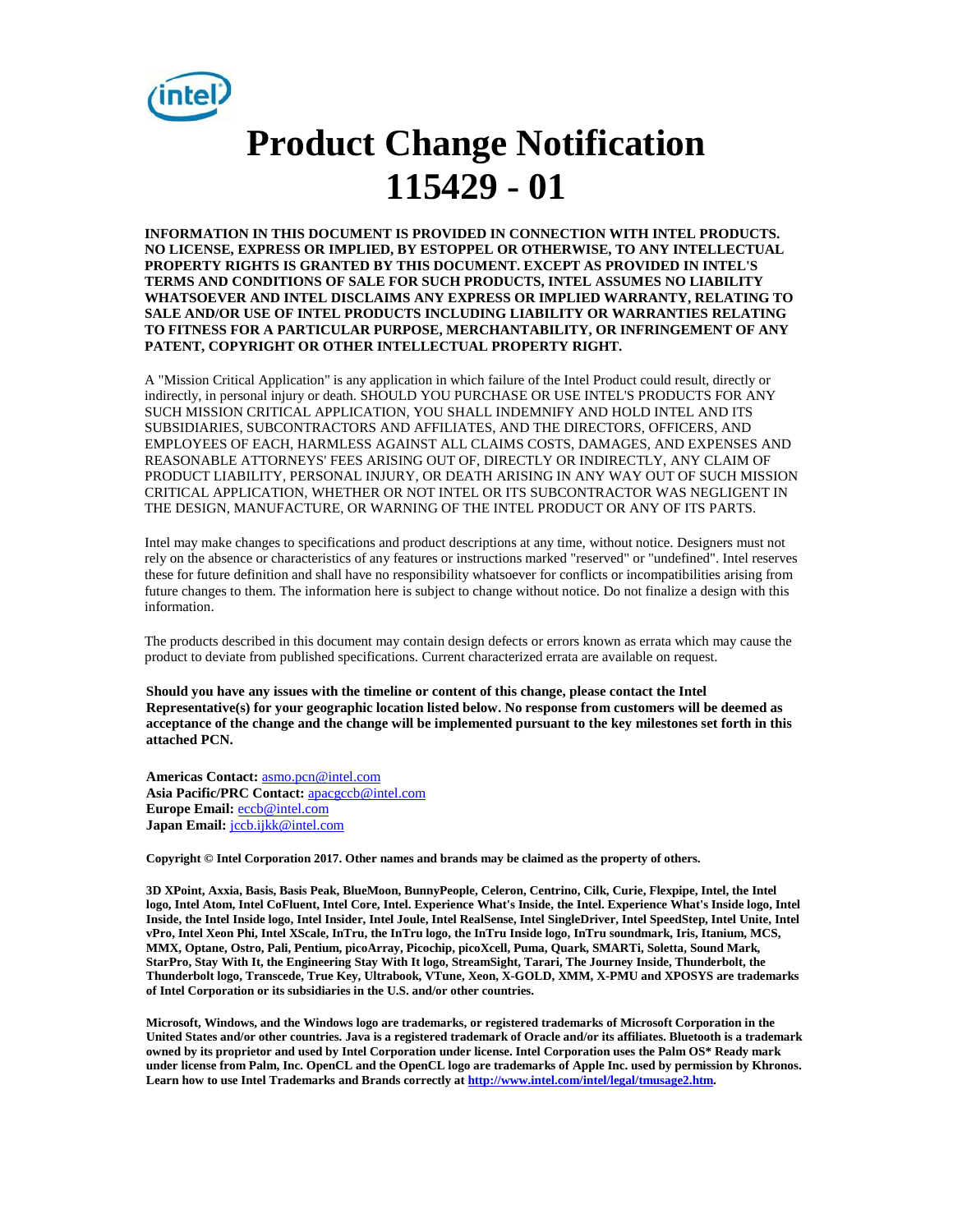# Product Change Notification 115429 - 01

**INFORMATION IN THIS DOCUMENT IS PROVIDED IN CONNECTION WITH INTEL PRODUCTS. NO LICENSE, EXPRESS OR IMPLIED, BY ESTOPPEL OR OTHERWISE, TO ANY INTELLECTUAL PROPERTY RIGHTS IS GRANTED BY THIS DOCUMENT. EXCEPT AS PROVIDED IN INTEL'S TERMS AND CONDITIONS OF SALE FOR SUCH PRODUCTS, INTEL ASSUMES NO LIABILITY WHATSOEVER AND INTEL DISCLAIMS ANY EXPRESS OR IMPLIED WARRANTY, RELATING TO SALE AND/OR USE OF INTEL PRODUCTS INCLUDING LIABILITY OR WARRANTIES RELATING TO FITNESS FOR A PARTICULAR PURPOSE, MERCHANTABILITY, OR INFRINGEMENT OF ANY PATENT, COPYRIGHT OR OTHER INTELLECTUAL PROPERTY RIGHT.**

A "Mission Critical Application" is any application in which failure of the Intel Product could result, directly or indirectly, in personal injury or death. SHOULD YOU PURCHASE OR USE INTEL'S PRODUCTS FOR ANY SUCH MISSION CRITICAL APPLICATION, YOU SHALL INDEMNIFY AND HOLD INTEL AND ITS SUBSIDIARIES, SUBCONTRACTORS AND AFFILIATES, AND THE DIRECTORS, OFFICERS, AND EMPLOYEES OF EACH, HARMLESS AGAINST ALL CLAIMS COSTS, DAMAGES, AND EXPENSES AND REASONABLE ATTORNEYS' FEES ARISING OUT OF, DIRECTLY OR INDIRECTLY, ANY CLAIM OF PRODUCT LIABILITY, PERSONAL INJURY, OR DEATH ARISING IN ANY WAY OUT OF SUCH MISSION CRITICAL APPLICATION, WHETHER OR NOT INTEL OR ITS SUBCONTRACTOR WAS NEGLIGENT IN THE DESIGN, MANUFACTURE, OR WARNING OF THE INTEL PRODUCT OR ANY OF ITS PARTS.

Intel may make changes to specifications and product descriptions at any time, without notice. Designers must not rely on the absence or characteristics of any features or instructions marked "reserved" or "undefined". Intel reserves these for future definition and shall have no responsibility whatsoever for conflicts or incompatibilities arising from future changes to them. The information here is subject to change without notice. Do not finalize a design with this information.

The products described in this document may contain design defects or errors known as errata which may cause the product to deviate from published specifications. Current characterized errata are available on request.

**Should you have any issues with the timeline or content of this change, please contact the Intel Representative(s) for your geographic location listed below. No response from customers will be deemed as acceptance of the change and the change will be implemented pursuant to the key milestones set forth in this attached PCN.**

**Americas Contact:** asmo.pcn@intel.com
**Asia Pacific/PRC Contact:** apacgccb@intel.com
**Europe Email:** eccb@intel.com
**Japan Email:** jccb.ijkk@intel.com

**Copyright © Intel Corporation 2017. Other names and brands may be claimed as the property of others.**

**3D XPoint, Axxia, Basis, Basis Peak, BlueMoon, BunnyPeople, Celeron, Centrino, Cilk, Curie, Flexpipe, Intel, the Intel logo, Intel Atom, Intel CoFluent, Intel Core, Intel. Experience What's Inside, the Intel. Experience What's Inside logo, Intel Inside, the Intel Inside logo, Intel Insider, Intel Joule, Intel RealSense, Intel SingleDriver, Intel SpeedStep, Intel Unite, Intel vPro, Intel Xeon Phi, Intel XScale, InTru, the InTru logo, the InTru Inside logo, InTru soundmark, Iris, Itanium, MCS, MMX, Optane, Ostro, Pali, Pentium, picoArray, Picochip, picoXcell, Puma, Quark, SMARTi, Soletta, Sound Mark, StarPro, Stay With It, the Engineering Stay With It logo, StreamSight, Tarari, The Journey Inside, Thunderbolt, the Thunderbolt logo, Transcede, True Key, Ultrabook, VTune, Xeon, X-GOLD, XMM, X-PMU and XPOSYS are trademarks of Intel Corporation or its subsidiaries in the U.S. and/or other countries.**

**Microsoft, Windows, and the Windows logo are trademarks, or registered trademarks of Microsoft Corporation in the United States and/or other countries. Java is a registered trademark of Oracle and/or its affiliates. Bluetooth is a trademark owned by its proprietor and used by Intel Corporation under license. Intel Corporation uses the Palm OS* Ready mark under license from Palm, Inc. OpenCL and the OpenCL logo are trademarks of Apple Inc. used by permission by Khronos. Learn how to use Intel Trademarks and Brands correctly at http://www.intel.com/intel/legal/tmusage2.htm.**